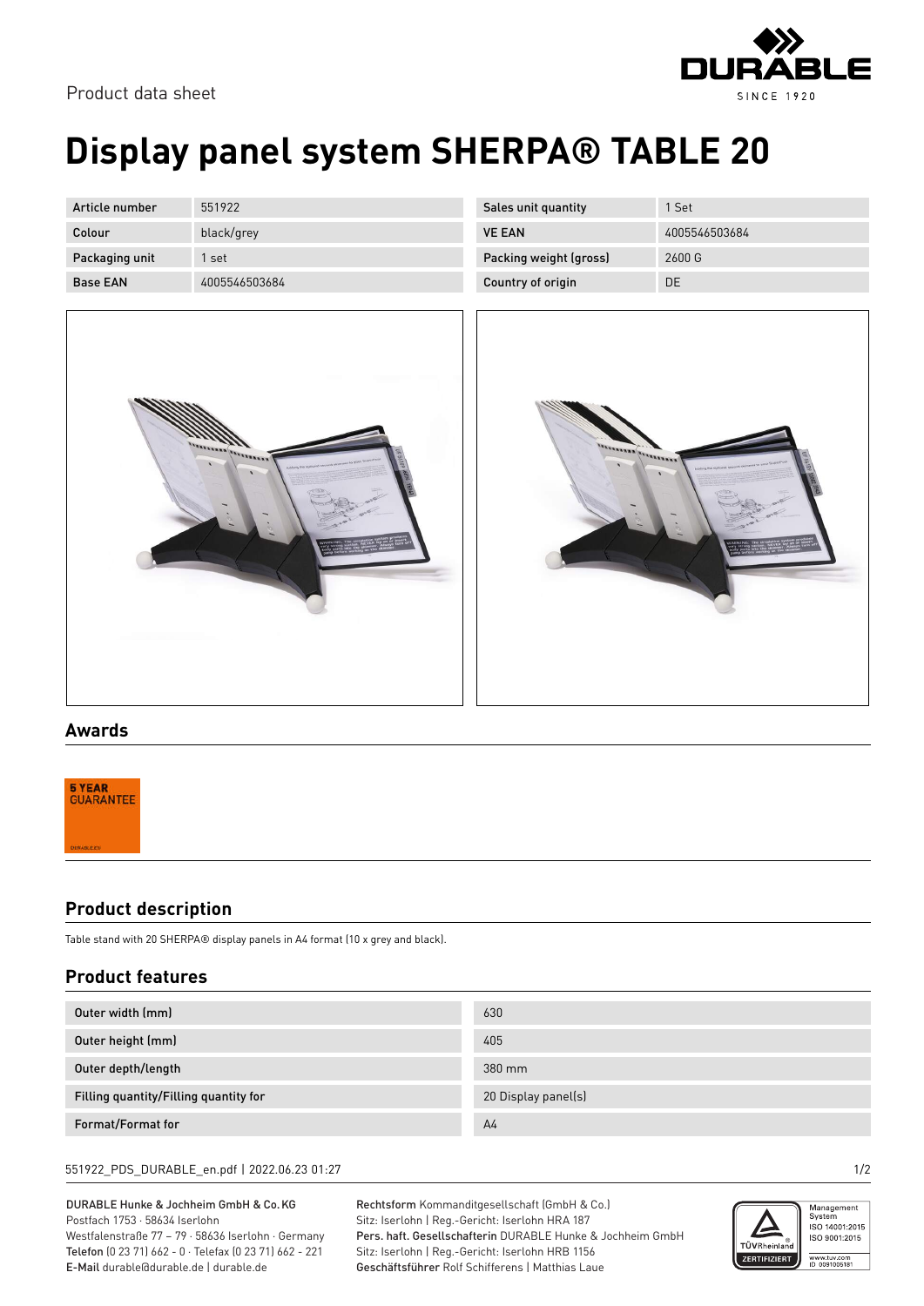Product data sheet

# Display panel system SHERPA® TABLE 20

| | | | |
|---|---|---|---|
| Article number | 551922 | Sales unit quantity | 1 Set |
| Colour | black/grey | VE EAN | 4005546503684 |
| Packaging unit | 1 set | Packing weight (gross) | 2600 G |
| Base EAN | 4005546503684 | Country of origin | DE |

## Awards

5 YEAR GUARANTEE

## Product description

Table stand with 20 SHERPA® display panels in A4 format (10 x grey and black).

## Product features

| | |
|---|---|
| Outer width (mm) | 630 |
| Outer height (mm) | 405 |
| Outer depth/length | 380 mm |
| Filling quantity/Filling quantity for | 20 Display panel(s) |
| Format/Format for | A4 |

551922_PDS_DURABLE_en.pdf | 2022.06.23 01:27

DURABLE Hunke & Jochheim GmbH & Co. KG
Postfach 1753 · 58634 Iserlohn
Westfalenstraße 77 – 79 · 58636 Iserlohn · Germany
**Telefon** (0 23 71) 662 - 0 · Telefax (0 23 71) 662 - 221
**E-Mail** durable@durable.de | durable.de

**Rechtsform** Kommanditgesellschaft (GmbH & Co.)
Sitz: Iserlohn | Reg.-Gericht: Iserlohn HRA 187
**Pers. haft. Gesellschafterin** DURABLE Hunke & Jochheim GmbH
Sitz: Iserlohn | Reg.-Gericht: Iserlohn HRB 1156
**Geschäftsführer** Rolf Schifferens | Matthias Laue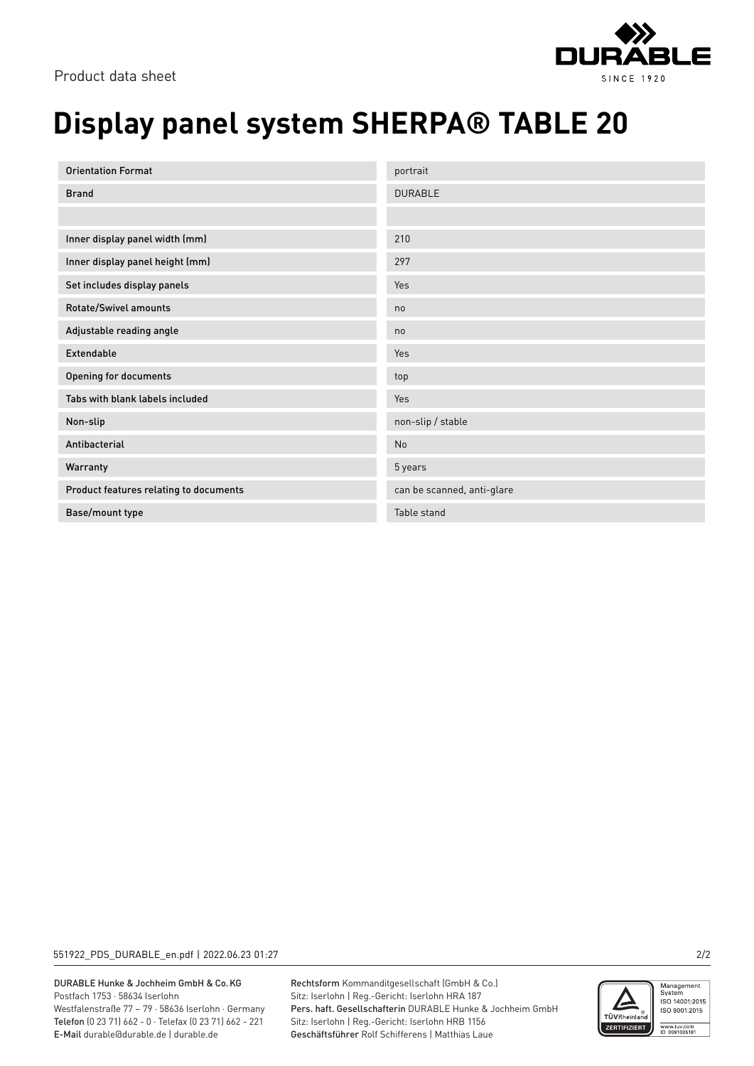# Display panel system SHERPA® TABLE 20

| | |
|---|---|
| Orientation Format | portrait |
| Brand | DURABLE |
| | |
| Inner display panel width (mm) | 210 |
| Inner display panel height (mm) | 297 |
| Set includes display panels | Yes |
| Rotate/Swivel amounts | no |
| Adjustable reading angle | no |
| Extendable | Yes |
| Opening for documents | top |
| Tabs with blank labels included | Yes |
| Non-slip | non-slip / stable |
| Antibacterial | No |
| Warranty | 5 years |
| Product features relating to documents | can be scanned, anti-glare |
| Base/mount type | Table stand |